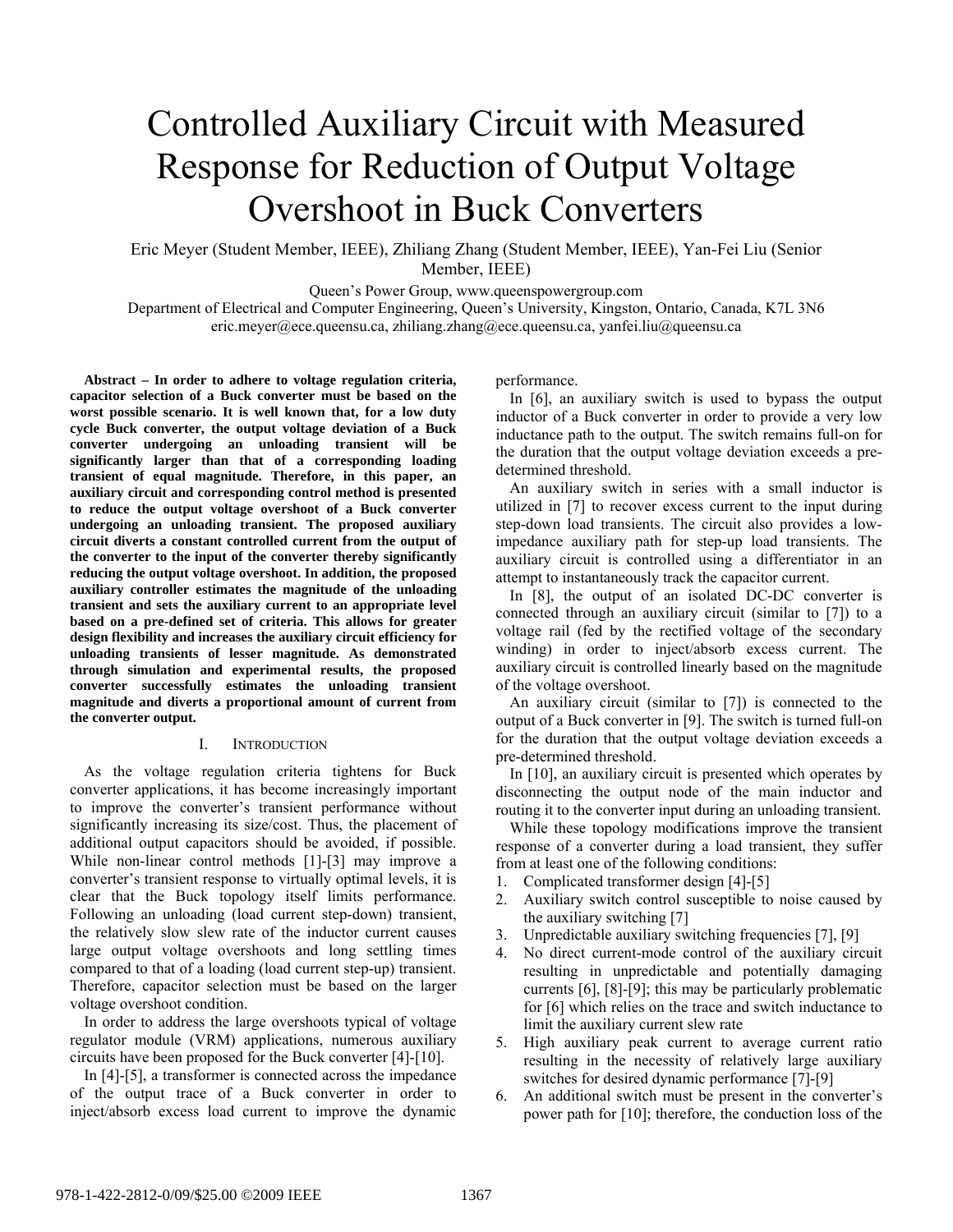# Controlled Auxiliary Circuit with Measured Response for Reduction of Output Voltage Overshoot in Buck Converters

Eric Meyer (Student Member, IEEE), Zhiliang Zhang (Student Member, IEEE), Yan-Fei Liu (Senior Member, IEEE)

Queen's Power Group, www.queenspowergroup.com

Department of Electrical and Computer Engineering, Queen's University, Kingston, Ontario, Canada, K7L 3N6

eric.meyer@ece.queensu.ca, zhiliang.zhang@ece.queensu.ca, yanfei.liu@queensu.ca

**Abstract – In order to adhere to voltage regulation criteria, capacitor selection of a Buck converter must be based on the worst possible scenario. It is well known that, for a low duty cycle Buck converter, the output voltage deviation of a Buck converter undergoing an unloading transient will be significantly larger than that of a corresponding loading transient of equal magnitude. Therefore, in this paper, an auxiliary circuit and corresponding control method is presented to reduce the output voltage overshoot of a Buck converter undergoing an unloading transient. The proposed auxiliary circuit diverts a constant controlled current from the output of the converter to the input of the converter thereby significantly reducing the output voltage overshoot. In addition, the proposed auxiliary controller estimates the magnitude of the unloading transient and sets the auxiliary current to an appropriate level based on a pre-defined set of criteria. This allows for greater design flexibility and increases the auxiliary circuit efficiency for unloading transients of lesser magnitude. As demonstrated through simulation and experimental results, the proposed converter successfully estimates the unloading transient magnitude and diverts a proportional amount of current from the converter output.**

## I. INTRODUCTION

As the voltage regulation criteria tightens for Buck converter applications, it has become increasingly important to improve the converter's transient performance without significantly increasing its size/cost. Thus, the placement of additional output capacitors should be avoided, if possible. While non-linear control methods [1]-[3] may improve a converter's transient response to virtually optimal levels, it is clear that the Buck topology itself limits performance. Following an unloading (load current step-down) transient, the relatively slow slew rate of the inductor current causes large output voltage overshoots and long settling times compared to that of a loading (load current step-up) transient. Therefore, capacitor selection must be based on the larger voltage overshoot condition.

In order to address the large overshoots typical of voltage regulator module (VRM) applications, numerous auxiliary circuits have been proposed for the Buck converter [4]-[10].

In [4]-[5], a transformer is connected across the impedance of the output trace of a Buck converter in order to inject/absorb excess load current to improve the dynamic performance.

In [6], an auxiliary switch is used to bypass the output inductor of a Buck converter in order to provide a very low inductance path to the output. The switch remains full-on for the duration that the output voltage deviation exceeds a pre-determined threshold.

An auxiliary switch in series with a small inductor is utilized in [7] to recover excess current to the input during step-down load transients. The circuit also provides a low-impedance auxiliary path for step-up load transients. The auxiliary circuit is controlled using a differentiator in an attempt to instantaneously track the capacitor current.

In [8], the output of an isolated DC-DC converter is connected through an auxiliary circuit (similar to [7]) to a voltage rail (fed by the rectified voltage of the secondary winding) in order to inject/absorb excess current. The auxiliary circuit is controlled linearly based on the magnitude of the voltage overshoot.

An auxiliary circuit (similar to [7]) is connected to the output of a Buck converter in [9]. The switch is turned full-on for the duration that the output voltage deviation exceeds a pre-determined threshold.

In [10], an auxiliary circuit is presented which operates by disconnecting the output node of the main inductor and routing it to the converter input during an unloading transient.

While these topology modifications improve the transient response of a converter during a load transient, they suffer from at least one of the following conditions:

1. Complicated transformer design [4]-[5]
2. Auxiliary switch control susceptible to noise caused by the auxiliary switching [7]
3. Unpredictable auxiliary switching frequencies [7], [9]
4. No direct current-mode control of the auxiliary circuit resulting in unpredictable and potentially damaging currents [6], [8]-[9]; this may be particularly problematic for [6] which relies on the trace and switch inductance to limit the auxiliary current slew rate
5. High auxiliary peak current to average current ratio resulting in the necessity of relatively large auxiliary switches for desired dynamic performance [7]-[9]
6. An additional switch must be present in the converter's power path for [10]; therefore, the conduction loss of the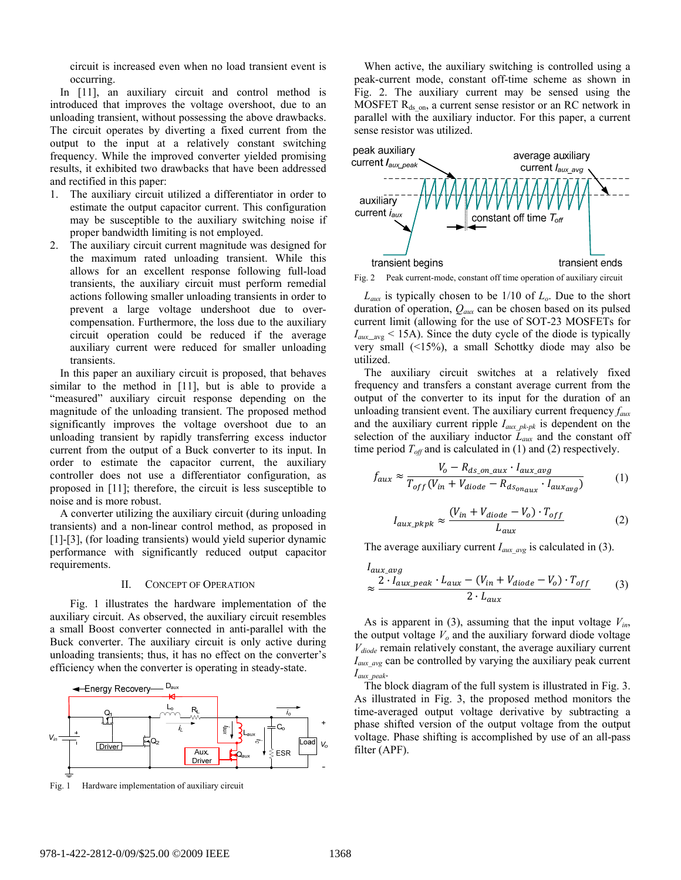circuit is increased even when no load transient event is occurring.

In [11], an auxiliary circuit and control method is introduced that improves the voltage overshoot, due to an unloading transient, without possessing the above drawbacks. The circuit operates by diverting a fixed current from the output to the input at a relatively constant switching frequency. While the improved converter yielded promising results, it exhibited two drawbacks that have been addressed and rectified in this paper:

1. The auxiliary circuit utilized a differentiator in order to estimate the output capacitor current. This configuration may be susceptible to the auxiliary switching noise if proper bandwidth limiting is not employed.
2. The auxiliary circuit current magnitude was designed for the maximum rated unloading transient. While this allows for an excellent response following full-load transients, the auxiliary circuit must perform remedial actions following smaller unloading transients in order to prevent a large voltage undershoot due to over-compensation. Furthermore, the loss due to the auxiliary circuit operation could be reduced if the average auxiliary current were reduced for smaller unloading transients.

In this paper an auxiliary circuit is proposed, that behaves similar to the method in [11], but is able to provide a "measured" auxiliary circuit response depending on the magnitude of the unloading transient. The proposed method significantly improves the voltage overshoot due to an unloading transient by rapidly transferring excess inductor current from the output of a Buck converter to its input. In order to estimate the capacitor current, the auxiliary controller does not use a differentiator configuration, as proposed in [11]; therefore, the circuit is less susceptible to noise and is more robust.

A converter utilizing the auxiliary circuit (during unloading transients) and a non-linear control method, as proposed in [1]-[3], (for loading transients) would yield superior dynamic performance with significantly reduced output capacitor requirements.

## II. Concept of Operation

Fig. 1 illustrates the hardware implementation of the auxiliary circuit. As observed, the auxiliary circuit resembles a small Boost converter connected in anti-parallel with the Buck converter. The auxiliary circuit is only active during unloading transients; thus, it has no effect on the converter's efficiency when the converter is operating in steady-state.

Fig. 1 Hardware implementation of auxiliary circuit

When active, the auxiliary switching is controlled using a peak-current mode, constant off-time scheme as shown in Fig. 2. The auxiliary current may be sensed using the MOSFET $R_{ds\_on}$, a current sense resistor or an RC network in parallel with the auxiliary inductor. For this paper, a current sense resistor was utilized.

Fig. 2 Peak current-mode, constant off time operation of auxiliary circuit

$L_{aux}$ is typically chosen to be 1/10 of $L_o$. Due to the short duration of operation, $Q_{aux}$ can be chosen based on its pulsed current limit (allowing for the use of SOT-23 MOSFETs for $I_{aux\_avg} < 15$A). Since the duty cycle of the diode is typically very small (<15%), a small Schottky diode may also be utilized.

The auxiliary circuit switches at a relatively fixed frequency and transfers a constant average current from the output of the converter to its input for the duration of an unloading transient event. The auxiliary current frequency $f_{aux}$ and the auxiliary current ripple $I_{aux\_pk\text{-}pk}$ is dependent on the selection of the auxiliary inductor $L_{aux}$ and the constant off time period $T_{off}$ and is calculated in (1) and (2) respectively.

$$f_{aux} \approx \frac{V_o - R_{ds\_on\_aux} \cdot I_{aux\_avg}}{T_{off}(V_{in} + V_{diode} - R_{ds_{on_{aux}}} \cdot I_{aux_{avg}})} \tag{1}$$

$$I_{aux\_pkpk} \approx \frac{(V_{in} + V_{diode} - V_o) \cdot T_{off}}{L_{aux}} \tag{2}$$

The average auxiliary current $I_{aux\_avg}$ is calculated in (3).

$$I_{aux\_avg} \approx \frac{2 \cdot I_{aux\_peak} \cdot L_{aux} - (V_{in} + V_{diode} - V_o) \cdot T_{off}}{2 \cdot L_{aux}} \tag{3}$$

As is apparent in (3), assuming that the input voltage $V_{in}$, the output voltage $V_o$ and the auxiliary forward diode voltage $V_{diode}$ remain relatively constant, the average auxiliary current $I_{aux\_avg}$ can be controlled by varying the auxiliary peak current $I_{aux\_peak}$.

The block diagram of the full system is illustrated in Fig. 3. As illustrated in Fig. 3, the proposed method monitors the time-averaged output voltage derivative by subtracting a phase shifted version of the output voltage from the output voltage. Phase shifting is accomplished by use of an all-pass filter (APF).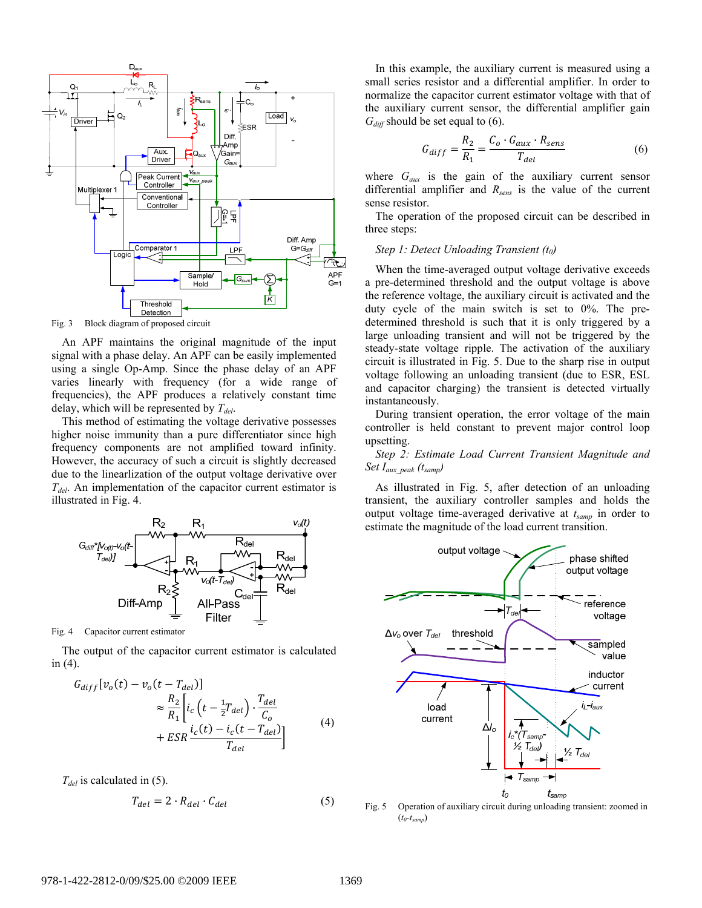Fig. 3  Block diagram of proposed circuit

An APF maintains the original magnitude of the input signal with a phase delay. An APF can be easily implemented using a single Op-Amp. Since the phase delay of an APF varies linearly with frequency (for a wide range of frequencies), the APF produces a relatively constant time delay, which will be represented by $T_{del}$.

This method of estimating the voltage derivative possesses higher noise immunity than a pure differentiator since high frequency components are not amplified toward infinity. However, the accuracy of such a circuit is slightly decreased due to the linearization of the output voltage derivative over $T_{del}$. An implementation of the capacitor current estimator is illustrated in Fig. 4.

Fig. 4  Capacitor current estimator

The output of the capacitor current estimator is calculated in (4).

$$G_{diff}[v_o(t) - v_o(t - T_{del})] \approx \frac{R_2}{R_1}\left[i_c\left(t - \tfrac{1}{2}T_{del}\right)\cdot\frac{T_{del}}{C_o} + ESR\,\frac{i_c(t) - i_c(t - T_{del})}{T_{del}}\right] \quad (4)$$

$T_{del}$ is calculated in (5).

$$T_{del} = 2 \cdot R_{del} \cdot C_{del} \quad (5)$$

In this example, the auxiliary current is measured using a small series resistor and a differential amplifier. In order to normalize the capacitor current estimator voltage with that of the auxiliary current sensor, the differential amplifier gain $G_{diff}$ should be set equal to (6).

$$G_{diff} = \frac{R_2}{R_1} = \frac{C_o \cdot G_{aux} \cdot R_{sens}}{T_{del}} \quad (6)$$

where $G_{aux}$ is the gain of the auxiliary current sensor differential amplifier and $R_{sens}$ is the value of the current sense resistor.

The operation of the proposed circuit can be described in three steps:

*Step 1: Detect Unloading Transient ($t_0$)*

When the time-averaged output voltage derivative exceeds a pre-determined threshold and the output voltage is above the reference voltage, the auxiliary circuit is activated and the duty cycle of the main switch is set to 0%. The pre-determined threshold is such that it is only triggered by a large unloading transient and will not be triggered by the steady-state voltage ripple. The activation of the auxiliary circuit is illustrated in Fig. 5. Due to the sharp rise in output voltage following an unloading transient (due to ESR, ESL and capacitor charging) the transient is detected virtually instantaneously.

During transient operation, the error voltage of the main controller is held constant to prevent major control loop upsetting.

*Step 2: Estimate Load Current Transient Magnitude and Set $I_{aux\_peak}$ ($t_{samp}$)*

As illustrated in Fig. 5, after detection of an unloading transient, the auxiliary controller samples and holds the output voltage time-averaged derivative at $t_{samp}$ in order to estimate the magnitude of the load current transition.

Fig. 5  Operation of auxiliary circuit during unloading transient: zoomed in ($t_0$-$t_{samp}$)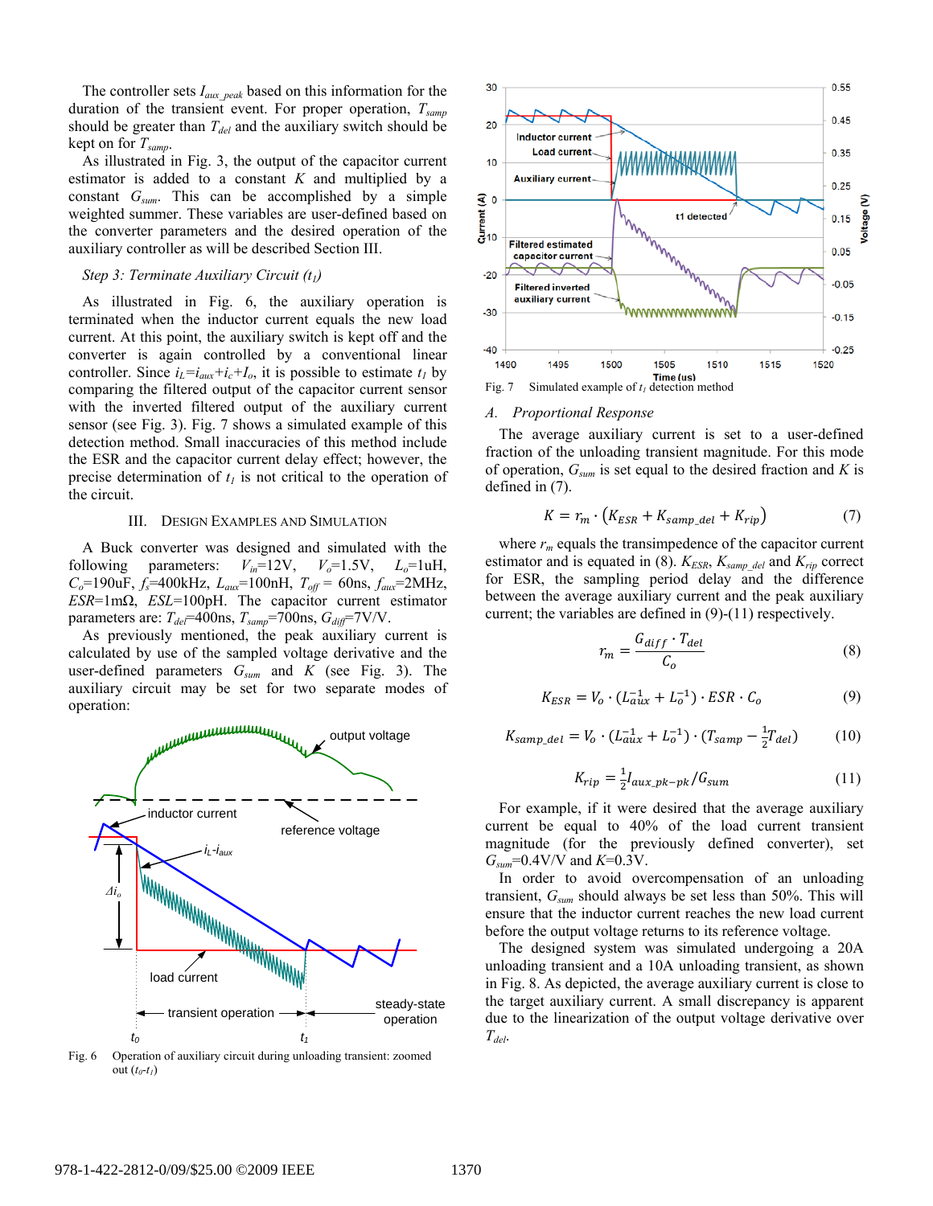The controller sets $I_{aux\_peak}$ based on this information for the duration of the transient event. For proper operation, $T_{samp}$ should be greater than $T_{del}$ and the auxiliary switch should be kept on for $T_{samp}$.

As illustrated in Fig. 3, the output of the capacitor current estimator is added to a constant $K$ and multiplied by a constant $G_{sum}$. This can be accomplished by a simple weighted summer. These variables are user-defined based on the converter parameters and the desired operation of the auxiliary controller as will be described Section III.

*Step 3: Terminate Auxiliary Circuit ($t_1$)*

As illustrated in Fig. 6, the auxiliary operation is terminated when the inductor current equals the new load current. At this point, the auxiliary switch is kept off and the converter is again controlled by a conventional linear controller. Since $i_L=i_{aux}+i_c+I_o$, it is possible to estimate $t_1$ by comparing the filtered output of the capacitor current sensor with the inverted filtered output of the auxiliary current sensor (see Fig. 3). Fig. 7 shows a simulated example of this detection method. Small inaccuracies of this method include the ESR and the capacitor current delay effect; however, the precise determination of $t_1$ is not critical to the operation of the circuit.

Fig. 6 Operation of auxiliary circuit during unloading transient: zoomed out ($t_0$-$t_1$)

## III. Design Examples and Simulation

A Buck converter was designed and simulated with the following parameters: $V_{in}$=12V, $V_o$=1.5V, $L_o$=1uH, $C_o$=190uF, $f_s$=400kHz, $L_{aux}$=100nH, $T_{off}$ = 60ns, $f_{aux}$=2MHz, $ESR$=1mΩ, $ESL$=100pH. The capacitor current estimator parameters are: $T_{del}$=400ns, $T_{samp}$=700ns, $G_{diff}$=7V/V.

As previously mentioned, the peak auxiliary current is calculated by use of the sampled voltage derivative and the user-defined parameters $G_{sum}$ and $K$ (see Fig. 3). The auxiliary circuit may be set for two separate modes of operation:

Fig. 7 Simulated example of $t_1$ detection method

### A. Proportional Response

The average auxiliary current is set to a user-defined fraction of the unloading transient magnitude. For this mode of operation, $G_{sum}$ is set equal to the desired fraction and $K$ is defined in (7).

$$K = r_m \cdot \left(K_{ESR} + K_{samp\_del} + K_{rip}\right) \tag{7}$$

where $r_m$ equals the transimpedence of the capacitor current estimator and is equated in (8). $K_{ESR}$, $K_{samp\_del}$ and $K_{rip}$ correct for ESR, the sampling period delay and the difference between the average auxiliary current and the peak auxiliary current; the variables are defined in (9)-(11) respectively.

$$r_m = \frac{G_{diff} \cdot T_{del}}{C_o} \tag{8}$$

$$K_{ESR} = V_o \cdot \left(L_{aux}^{-1} + L_o^{-1}\right) \cdot ESR \cdot C_o \tag{9}$$

$$K_{samp\_del} = V_o \cdot \left(L_{aux}^{-1} + L_o^{-1}\right) \cdot \left(T_{samp} - \tfrac{1}{2}T_{del}\right) \tag{10}$$

$$K_{rip} = \tfrac{1}{2}I_{aux\_pk-pk}/G_{sum} \tag{11}$$

For example, if it were desired that the average auxiliary current be equal to 40% of the load current transient magnitude (for the previously defined converter), set $G_{sum}$=0.4V/V and $K$=0.3V.

In order to avoid overcompensation of an unloading transient, $G_{sum}$ should always be set less than 50%. This will ensure that the inductor current reaches the new load current before the output voltage returns to its reference voltage.

The designed system was simulated undergoing a 20A unloading transient and a 10A unloading transient, as shown in Fig. 8. As depicted, the average auxiliary current is close to the target auxiliary current. A small discrepancy is apparent due to the linearization of the output voltage derivative over $T_{del}$.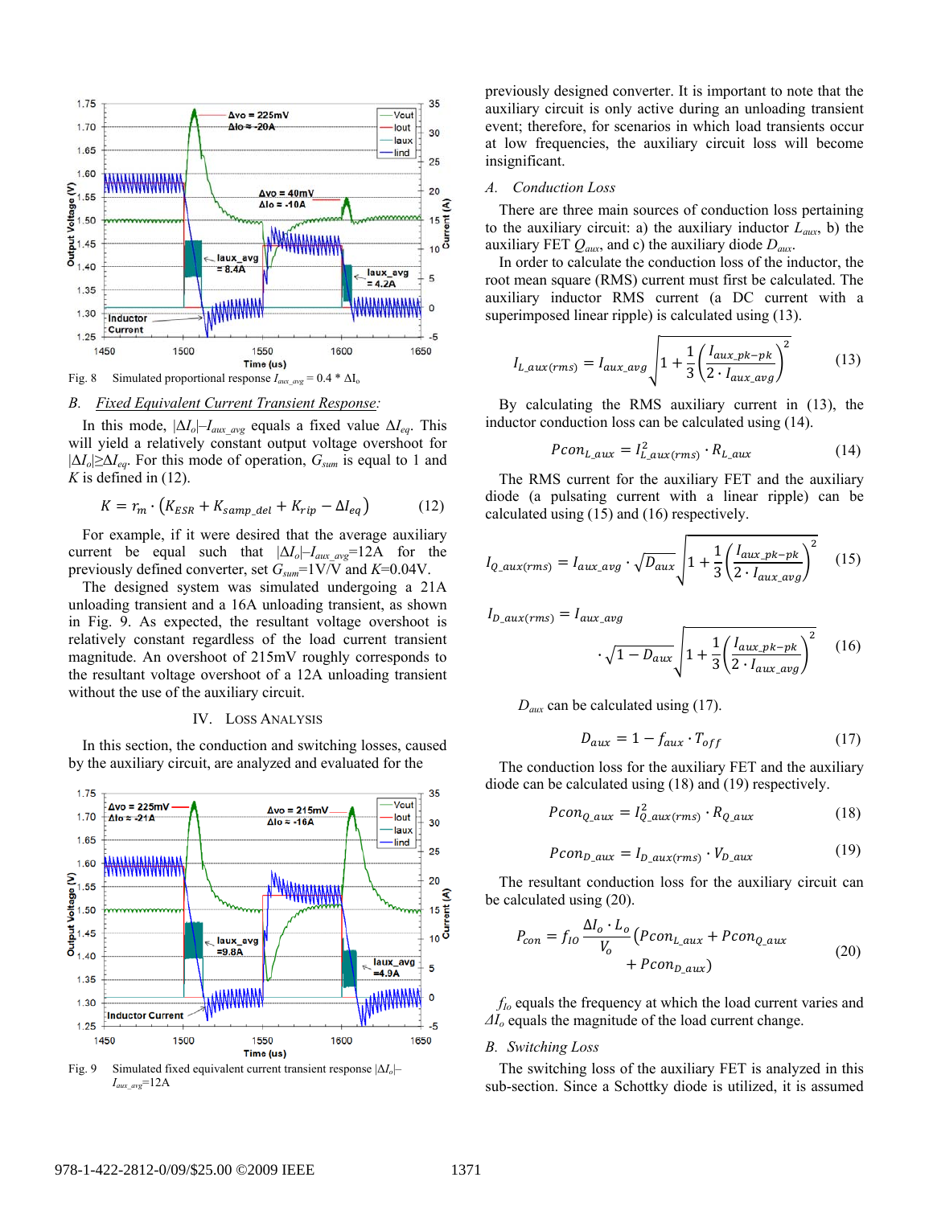Fig. 8 Simulated proportional response $I_{aux\_avg} = 0.4 * \Delta I_o$

## B. *Fixed Equivalent Current Transient Response:*

In this mode, $|\Delta I_o|$–$I_{aux\_avg}$ equals a fixed value $\Delta I_{eq}$. This will yield a relatively constant output voltage overshoot for $|\Delta I_o| \geq \Delta I_{eq}$. For this mode of operation, $G_{sum}$ is equal to 1 and $K$ is defined in (12).

$$K = r_m \cdot \left(K_{ESR} + K_{samp\_del} + K_{rip} - \Delta I_{eq}\right) \qquad (12)$$

For example, if it were desired that the average auxiliary current be equal such that $|\Delta I_o|$–$I_{aux\_avg}$=12A for the previously defined converter, set $G_{sum}$=1V/V and $K$=0.04V.

The designed system was simulated undergoing a 21A unloading transient and a 16A unloading transient, as shown in Fig. 9. As expected, the resultant voltage overshoot is relatively constant regardless of the load current transient magnitude. An overshoot of 215mV roughly corresponds to the resultant voltage overshoot of a 12A unloading transient without the use of the auxiliary circuit.

# IV. Loss Analysis

In this section, the conduction and switching losses, caused by the auxiliary circuit, are analyzed and evaluated for the previously designed converter. It is important to note that the auxiliary circuit is only active during an unloading transient event; therefore, for scenarios in which load transients occur at low frequencies, the auxiliary circuit loss will become insignificant.

Fig. 9 Simulated fixed equivalent current transient response $|\Delta I_o|$–$I_{aux\_avg}$=12A

## A. *Conduction Loss*

There are three main sources of conduction loss pertaining to the auxiliary circuit: a) the auxiliary inductor $L_{aux}$, b) the auxiliary FET $Q_{aux}$, and c) the auxiliary diode $D_{aux}$.

In order to calculate the conduction loss of the inductor, the root mean square (RMS) current must first be calculated. The auxiliary inductor RMS current (a DC current with a superimposed linear ripple) is calculated using (13).

$$I_{L\_aux(rms)} = I_{aux\_avg}\sqrt{1 + \frac{1}{3}\left(\frac{I_{aux\_pk-pk}}{2 \cdot I_{aux\_avg}}\right)^2} \qquad (13)$$

By calculating the RMS auxiliary current in (13), the inductor conduction loss can be calculated using (14).

$$Pcon_{L\_aux} = I_{L\_aux(rms)}^2 \cdot R_{L\_aux} \qquad (14)$$

The RMS current for the auxiliary FET and the auxiliary diode (a pulsating current with a linear ripple) can be calculated using (15) and (16) respectively.

$$I_{Q\_aux(rms)} = I_{aux\_avg} \cdot \sqrt{D_{aux}}\sqrt{1 + \frac{1}{3}\left(\frac{I_{aux\_pk-pk}}{2 \cdot I_{aux\_avg}}\right)^2} \qquad (15)$$

$$I_{D\_aux(rms)} = I_{aux\_avg} \cdot \sqrt{1 - D_{aux}}\sqrt{1 + \frac{1}{3}\left(\frac{I_{aux\_pk-pk}}{2 \cdot I_{aux\_avg}}\right)^2} \qquad (16)$$

$D_{aux}$ can be calculated using (17).

$$D_{aux} = 1 - f_{aux} \cdot T_{off} \qquad (17)$$

The conduction loss for the auxiliary FET and the auxiliary diode can be calculated using (18) and (19) respectively.

$$Pcon_{Q\_aux} = I_{Q\_aux(rms)}^2 \cdot R_{Q\_aux} \qquad (18)$$

$$Pcon_{D\_aux} = I_{D\_aux(rms)} \cdot V_{D\_aux} \qquad (19)$$

The resultant conduction loss for the auxiliary circuit can be calculated using (20).

$$P_{con} = f_{IO}\frac{\Delta I_o \cdot L_o}{V_o}\left(Pcon_{L\_aux} + Pcon_{Q\_aux} + Pcon_{D\_aux}\right) \qquad (20)$$

$f_{Io}$ equals the frequency at which the load current varies and $\Delta I_o$ equals the magnitude of the load current change.

## B. *Switching Loss*

The switching loss of the auxiliary FET is analyzed in this sub-section. Since a Schottky diode is utilized, it is assumed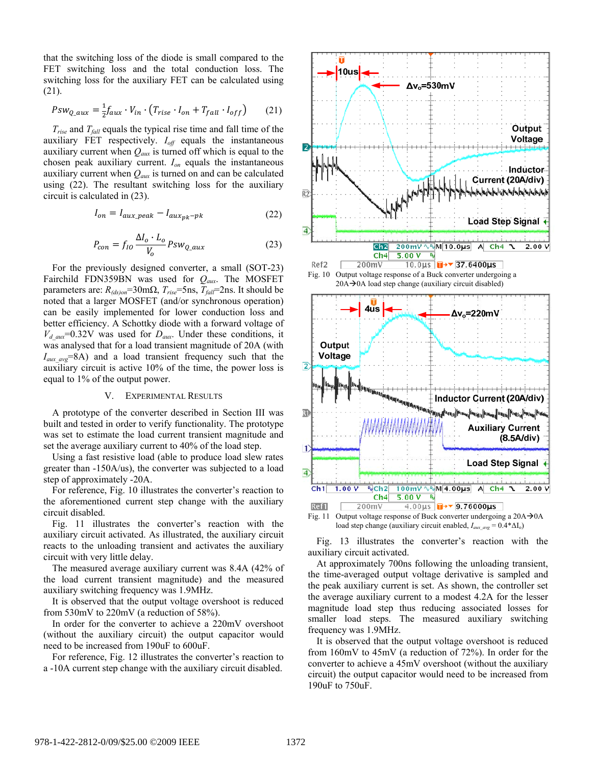that the switching loss of the diode is small compared to the FET switching loss and the total conduction loss. The switching loss for the auxiliary FET can be calculated using (21).

$$Psw_{Q\_aux} = \frac{1}{2} f_{aux} \cdot V_{in} \cdot \left(T_{rise} \cdot I_{on} + T_{fall} \cdot I_{off}\right) \quad (21)$$

$T_{rise}$ and $T_{fall}$ equals the typical rise time and fall time of the auxiliary FET respectively. $I_{off}$ equals the instantaneous auxiliary current when $Q_{aux}$ is turned off which is equal to the chosen peak auxiliary current. $I_{on}$ equals the instantaneous auxiliary current when $Q_{aux}$ is turned on and can be calculated using (22). The resultant switching loss for the auxiliary circuit is calculated in (23).

$$I_{on} = I_{aux\_peak} - I_{aux_{pk-pk}} \quad (22)$$

$$P_{con} = f_{IO} \frac{\Delta I_o \cdot L_o}{V_o} Psw_{Q\_aux} \quad (23)$$

For the previously designed converter, a small (SOT-23) Fairchild FDN359BN was used for $Q_{aux}$. The MOSFET parameters are: $R_{(ds)on}$=30mΩ, $T_{rise}$=5ns, $T_{fall}$=2ns. It should be noted that a larger MOSFET (and/or synchronous operation) can be easily implemented for lower conduction loss and better efficiency. A Schottky diode with a forward voltage of $V_{d\_aux}$=0.32V was used for $D_{aux}$. Under these conditions, it was analysed that for a load transient magnitude of 20A (with $I_{aux\_avg}$=8A) and a load transient frequency such that the auxiliary circuit is active 10% of the time, the power loss is equal to 1% of the output power.

## V. Experimental Results

A prototype of the converter described in Section III was built and tested in order to verify functionality. The prototype was set to estimate the load current transient magnitude and set the average auxiliary current to 40% of the load step.

Using a fast resistive load (able to produce load slew rates greater than -150A/us), the converter was subjected to a load step of approximately -20A.

For reference, Fig. 10 illustrates the converter's reaction to the aforementioned current step change with the auxiliary circuit disabled.

Fig. 11 illustrates the converter's reaction with the auxiliary circuit activated. As illustrated, the auxiliary circuit reacts to the unloading transient and activates the auxiliary circuit with very little delay.

The measured average auxiliary current was 8.4A (42% of the load current transient magnitude) and the measured auxiliary switching frequency was 1.9MHz.

It is observed that the output voltage overshoot is reduced from 530mV to 220mV (a reduction of 58%).

In order for the converter to achieve a 220mV overshoot (without the auxiliary circuit) the output capacitor would need to be increased from 190uF to 600uF.

For reference, Fig. 12 illustrates the converter's reaction to a -10A current step change with the auxiliary circuit disabled.

Fig. 10 Output voltage response of a Buck converter undergoing a 20A→0A load step change (auxiliary circuit disabled)

Fig. 11 Output voltage response of Buck converter undergoing a 20A→0A load step change (auxiliary circuit enabled, $I_{aux\_avg}$ = 0.4*$\Delta I_o$)

Fig. 13 illustrates the converter's reaction with the auxiliary circuit activated.

At approximately 700ns following the unloading transient, the time-averaged output voltage derivative is sampled and the peak auxiliary current is set. As shown, the controller set the average auxiliary current to a modest 4.2A for the lesser magnitude load step thus reducing associated losses for smaller load steps. The measured auxiliary switching frequency was 1.9MHz.

It is observed that the output voltage overshoot is reduced from 160mV to 45mV (a reduction of 72%). In order for the converter to achieve a 45mV overshoot (without the auxiliary circuit) the output capacitor would need to be increased from 190uF to 750uF.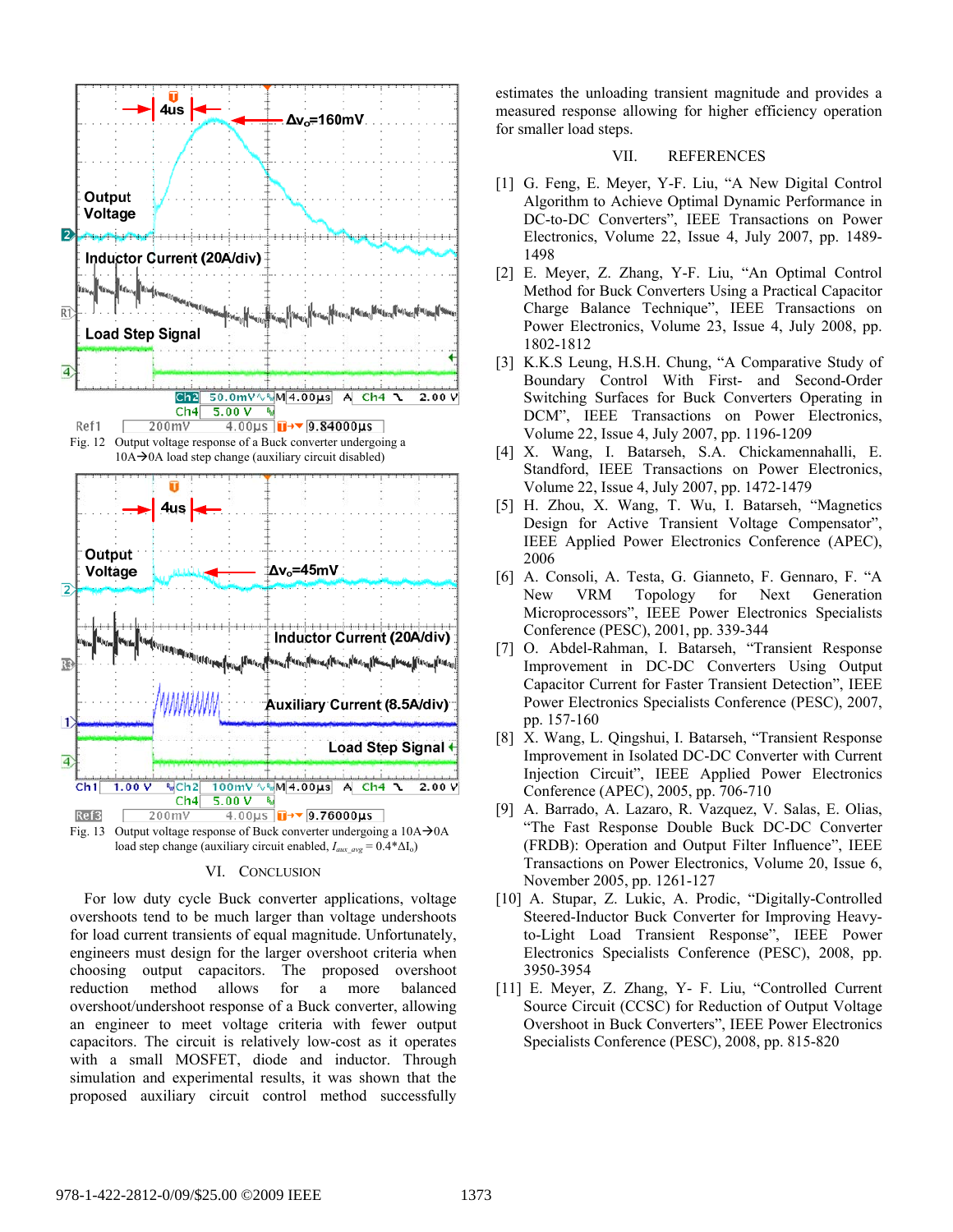4us

$\Delta v_o$=160mV

Output Voltage

Inductor Current (20A/div)

Load Step Signal

Ch2 50.0mV M 4.00µs A Ch4 2.00 V

Ch4 5.00 V

Ref1 200mV 4.00µs 9.84000µs

Fig. 12 Output voltage response of a Buck converter undergoing a 10A→0A load step change (auxiliary circuit disabled)

4us

Output Voltage

$\Delta v_o$=45mV

Inductor Current (20A/div)

Auxiliary Current (8.5A/div)

Load Step Signal

Ch1 1.00 V Ch2 100mV M 4.00µs A Ch4 2.00 V

Ch4 5.00 V

Ref3 200mV 4.00µs 9.76000µs

Fig. 13 Output voltage response of Buck converter undergoing a 10A→0A load step change (auxiliary circuit enabled, $I_{aux\_avg} = 0.4*\Delta I_o$)

## VI. Conclusion

For low duty cycle Buck converter applications, voltage overshoots tend to be much larger than voltage undershoots for load current transients of equal magnitude. Unfortunately, engineers must design for the larger overshoot criteria when choosing output capacitors. The proposed overshoot reduction method allows for a more balanced overshoot/undershoot response of a Buck converter, allowing an engineer to meet voltage criteria with fewer output capacitors. The circuit is relatively low-cost as it operates with a small MOSFET, diode and inductor. Through simulation and experimental results, it was shown that the proposed auxiliary circuit control method successfully estimates the unloading transient magnitude and provides a measured response allowing for higher efficiency operation for smaller load steps.

## VII. References

[1] G. Feng, E. Meyer, Y-F. Liu, "A New Digital Control Algorithm to Achieve Optimal Dynamic Performance in DC-to-DC Converters", IEEE Transactions on Power Electronics, Volume 22, Issue 4, July 2007, pp. 1489-1498

[2] E. Meyer, Z. Zhang, Y-F. Liu, "An Optimal Control Method for Buck Converters Using a Practical Capacitor Charge Balance Technique", IEEE Transactions on Power Electronics, Volume 23, Issue 4, July 2008, pp. 1802-1812

[3] K.K.S Leung, H.S.H. Chung, "A Comparative Study of Boundary Control With First- and Second-Order Switching Surfaces for Buck Converters Operating in DCM", IEEE Transactions on Power Electronics, Volume 22, Issue 4, July 2007, pp. 1196-1209

[4] X. Wang, I. Batarseh, S.A. Chickamennahalli, E. Standford, IEEE Transactions on Power Electronics, Volume 22, Issue 4, July 2007, pp. 1472-1479

[5] H. Zhou, X. Wang, T. Wu, I. Batarseh, "Magnetics Design for Active Transient Voltage Compensator", IEEE Applied Power Electronics Conference (APEC), 2006

[6] A. Consoli, A. Testa, G. Gianneto, F. Gennaro, F. "A New VRM Topology for Next Generation Microprocessors", IEEE Power Electronics Specialists Conference (PESC), 2001, pp. 339-344

[7] O. Abdel-Rahman, I. Batarseh, "Transient Response Improvement in DC-DC Converters Using Output Capacitor Current for Faster Transient Detection", IEEE Power Electronics Specialists Conference (PESC), 2007, pp. 157-160

[8] X. Wang, L. Qingshui, I. Batarseh, "Transient Response Improvement in Isolated DC-DC Converter with Current Injection Circuit", IEEE Applied Power Electronics Conference (APEC), 2005, pp. 706-710

[9] A. Barrado, A. Lazaro, R. Vazquez, V. Salas, E. Olias, "The Fast Response Double Buck DC-DC Converter (FRDB): Operation and Output Filter Influence", IEEE Transactions on Power Electronics, Volume 20, Issue 6, November 2005, pp. 1261-127

[10] A. Stupar, Z. Lukic, A. Prodic, "Digitally-Controlled Steered-Inductor Buck Converter for Improving Heavy-to-Light Load Transient Response", IEEE Power Electronics Specialists Conference (PESC), 2008, pp. 3950-3954

[11] E. Meyer, Z. Zhang, Y- F. Liu, "Controlled Current Source Circuit (CCSC) for Reduction of Output Voltage Overshoot in Buck Converters", IEEE Power Electronics Specialists Conference (PESC), 2008, pp. 815-820